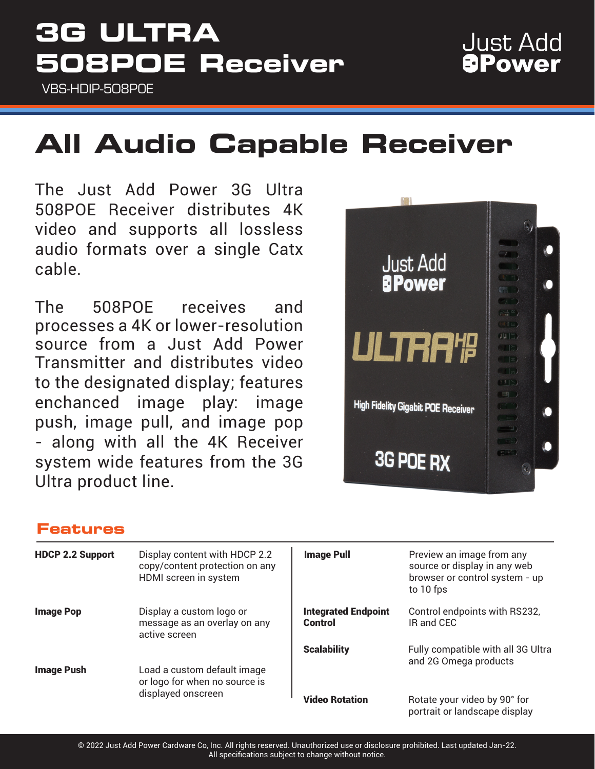# 3G ULTRA 508POE Receiver

VBS-HDIP-508POE

Just Add Power

## All Audio Capable Receiver

The Just Add Power 3G Ultra 508POE Receiver distributes 4K video and supports all lossless audio formats over a single Catx cable.

The 508POE receives and processes a 4K or lower-resolution source from a Just Add Power Transmitter and distributes video to the designated display; features enchanced image play: image push, image pull, and image pop - along with all the 4K Receiver system wide features from the 3G Ultra product line.

### Features

| | |
|---|---|
| **HDCP 2.2 Support** | Display content with HDCP 2.2 copy/content protection on any HDMI screen in system |
| **Image Pop** | Display a custom logo or message as an overlay on any active screen |
| **Image Push** | Load a custom default image or logo for when no source is displayed onscreen |
| **Image Pull** | Preview an image from any source or display in any web browser or control system - up to 10 fps |
| **Integrated Endpoint Control** | Control endpoints with RS232, IR and CEC |
| **Scalability** | Fully compatible with all 3G Ultra and 2G Omega products |
| **Video Rotation** | Rotate your video by 90° for portrait or landscape display |

© 2022 Just Add Power Cardware Co, Inc. All rights reserved. Unauthorized use or disclosure prohibited. Last updated Jan-22.
All specifications subject to change without notice.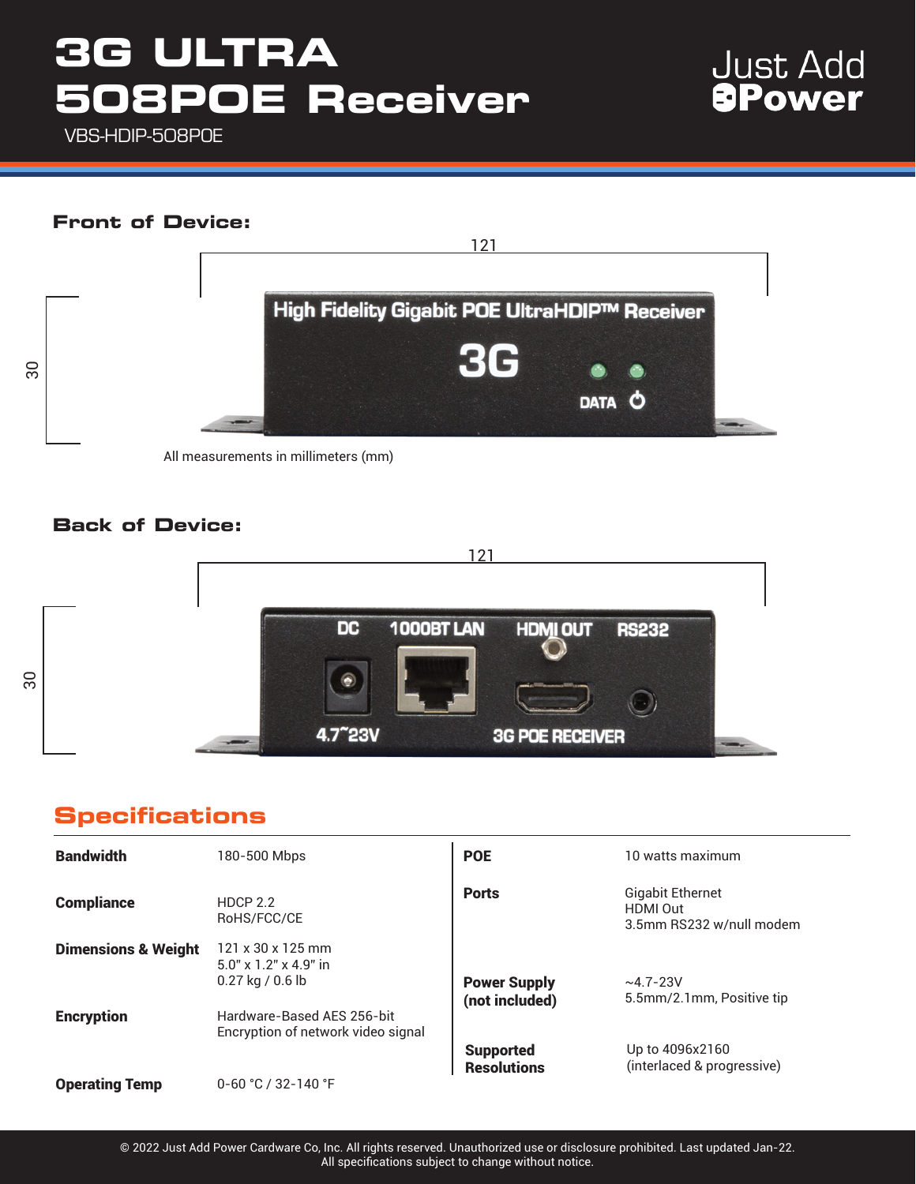# 3G ULTRA 508POE Receiver

VBS-HDIP-508POE

Just Add Power

## Front of Device:

121

30

High Fidelity Gigabit POE UltraHDIP™ Receiver

3G

DATA

All measurements in millimeters (mm)

## Back of Device:

121

30

DC

1000BT LAN

HDMI OUT

RS232

4.7~23V

3G POE RECEIVER

## Specifications

| | | | |
|---|---|---|---|
| **Bandwidth** | 180-500 Mbps | **POE** | 10 watts maximum |
| **Compliance** | HDCP 2.2<br>RoHS/FCC/CE | **Ports** | Gigabit Ethernet<br>HDMI Out<br>3.5mm RS232 w/null modem |
| **Dimensions & Weight** | 121 x 30 x 125 mm<br>5.0" x 1.2" x 4.9" in<br>0.27 kg / 0.6 lb | **Power Supply (not included)** | ~4.7-23V<br>5.5mm/2.1mm, Positive tip |
| **Encryption** | Hardware-Based AES 256-bit<br>Encryption of network video signal | **Supported Resolutions** | Up to 4096x2160<br>(interlaced & progressive) |
| **Operating Temp** | 0-60 °C / 32-140 °F | | |

© 2022 Just Add Power Cardware Co, Inc. All rights reserved. Unauthorized use or disclosure prohibited. Last updated Jan-22.
All specifications subject to change without notice.